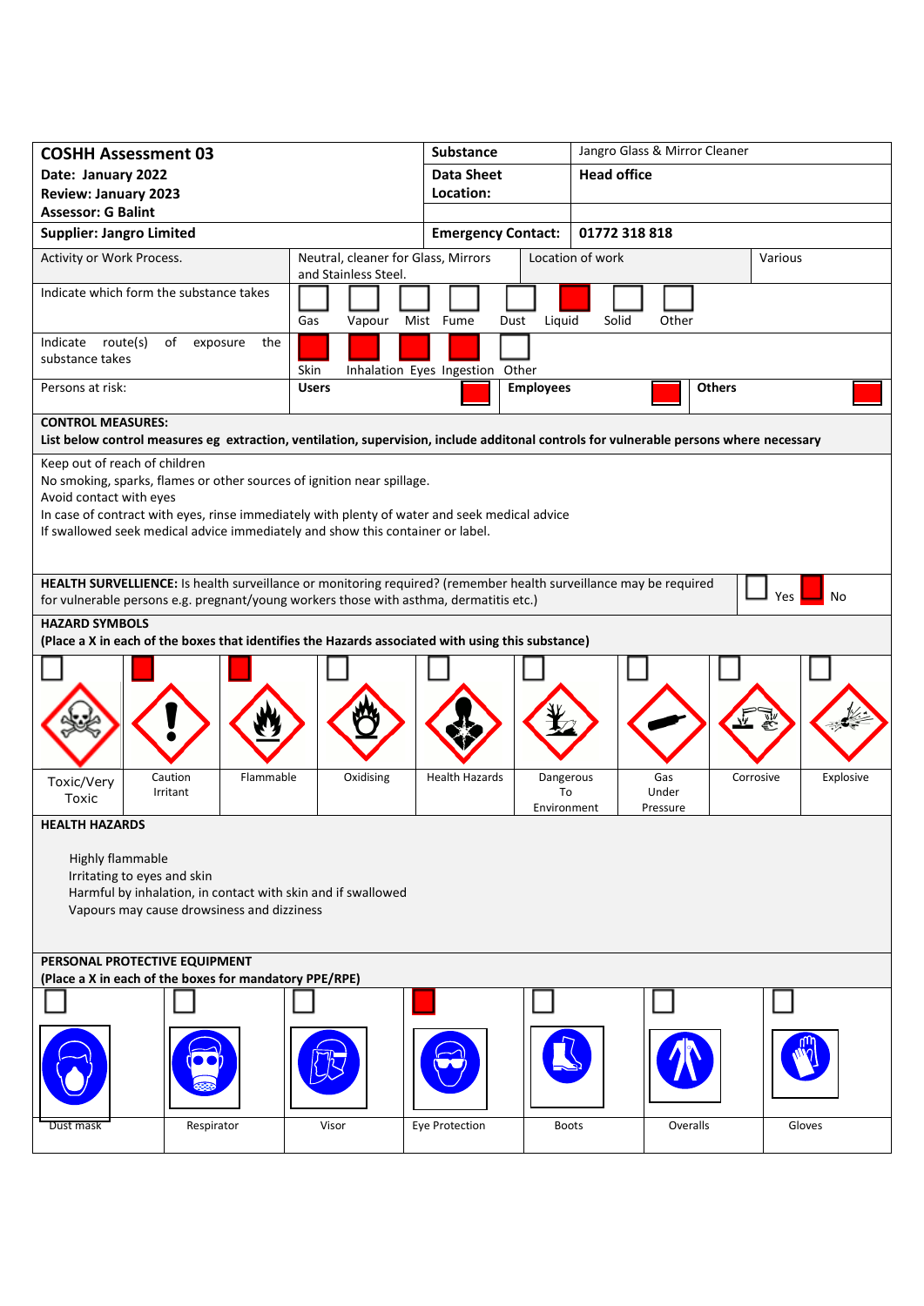| **COSHH Assessment 03** | **Substance** | Jangro Glass & Mirror Cleaner |
|---|---|---|
| **Date: January 2022**<br>**Review: January 2023**<br>**Assessor: G Balint** | **Data Sheet Location:** | **Head office** |
| **Supplier: Jangro Limited** | **Emergency Contact:** | **01772 318 818** |

| Activity or Work Process. | Neutral, cleaner for Glass, Mirrors and Stainless Steel. | Location of work | Various |
|---|---|---|---|

**Indicate which form the substance takes**

| Gas | Vapour | Mist | Fume | Dust | Liquid | Solid | Other |
|---|---|---|---|---|---|---|---|
| ☐ | ☐ | ☐ | ☐ | ☐ | ☒ | ☐ | ☐ |

**Indicate route(s) of exposure the substance takes**

| Skin | Inhalation | Eyes | Ingestion | Other |
|---|---|---|---|---|
| ☒ | ☒ | ☒ | ☒ | ☐ |

**Persons at risk:**

| Users | Employees | Others |
|---|---|---|
| ☒ | ☒ | ☒ |

**CONTROL MEASURES:**
**List below control measures eg extraction, ventilation, supervision, include additonal controls for vulnerable persons where necessary**

Keep out of reach of children
No smoking, sparks, flames or other sources of ignition near spillage.
Avoid contact with eyes
In case of contract with eyes, rinse immediately with plenty of water and seek medical advice
If swallowed seek medical advice immediately and show this container or label.

**HEALTH SURVELLIENCE:** Is health surveillance or monitoring required? (remember health surveillance may be required for vulnerable persons e.g. pregnant/young workers those with asthma, dermatitis etc.) ☐ Yes ☒ No

**HAZARD SYMBOLS**
**(Place a X in each of the boxes that identifies the Hazards associated with using this substance)**

| Toxic/Very Toxic | Caution Irritant | Flammable | Oxidising | Health Hazards | Dangerous To Environment | Gas Under Pressure | Corrosive | Explosive |
|---|---|---|---|---|---|---|---|---|
| ☐ | ☒ | ☒ | ☐ | ☐ | ☐ | ☐ | ☐ | ☐ |

**HEALTH HAZARDS**

Highly flammable
Irritating to eyes and skin
Harmful by inhalation, in contact with skin and if swallowed
Vapours may cause drowsiness and dizziness

**PERSONAL PROTECTIVE EQUIPMENT**
**(Place a X in each of the boxes for mandatory PPE/RPE)**

| Dust mask | Respirator | Visor | Eye Protection | Boots | Overalls | Gloves |
|---|---|---|---|---|---|---|
| ☐ | ☐ | ☐ | ☒ | ☐ | ☐ | ☐ |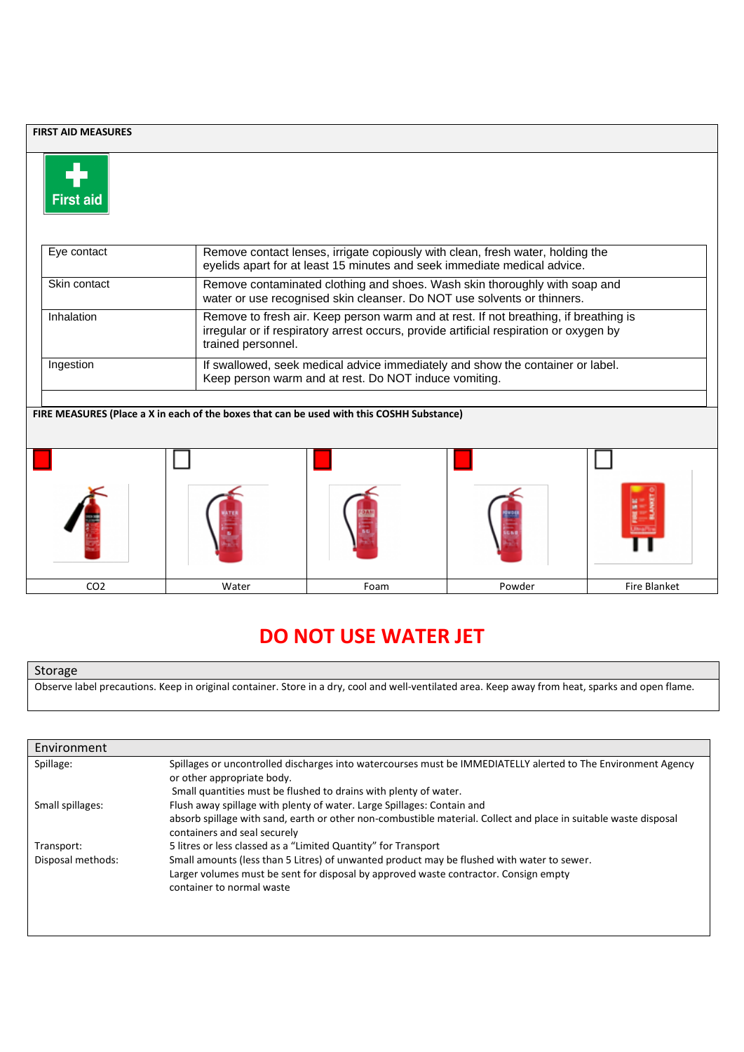## FIRST AID MEASURES

First aid

| | |
|---|---|
| Eye contact | Remove contact lenses, irrigate copiously with clean, fresh water, holding the eyelids apart for at least 15 minutes and seek immediate medical advice. |
| Skin contact | Remove contaminated clothing and shoes. Wash skin thoroughly with soap and water or use recognised skin cleanser. Do NOT use solvents or thinners. |
| Inhalation | Remove to fresh air. Keep person warm and at rest. If not breathing, if breathing is irregular or if respiratory arrest occurs, provide artificial respiration or oxygen by trained personnel. |
| Ingestion | If swallowed, seek medical advice immediately and show the container or label. Keep person warm and at rest. Do NOT induce vomiting. |

## FIRE MEASURES (Place a X in each of the boxes that can be used with this COSHH Substance)

| CO2 | Water | Foam | Powder | Fire Blanket |
|---|---|---|---|---|
| ■ | ☐ | ■ | ■ | ☐ |

## DO NOT USE WATER JET

## Storage

Observe label precautions. Keep in original container. Store in a dry, cool and well-ventilated area. Keep away from heat, sparks and open flame.

## Environment

| | |
|---|---|
| Spillage: | Spillages or uncontrolled discharges into watercourses must be IMMEDIATELLY alerted to The Environment Agency or other appropriate body.<br>Small quantities must be flushed to drains with plenty of water. |
| Small spillages: | Flush away spillage with plenty of water. Large Spillages: Contain and absorb spillage with sand, earth or other non-combustible material. Collect and place in suitable waste disposal containers and seal securely |
| Transport: | 5 litres or less classed as a "Limited Quantity" for Transport |
| Disposal methods: | Small amounts (less than 5 Litres) of unwanted product may be flushed with water to sewer. Larger volumes must be sent for disposal by approved waste contractor. Consign empty container to normal waste |